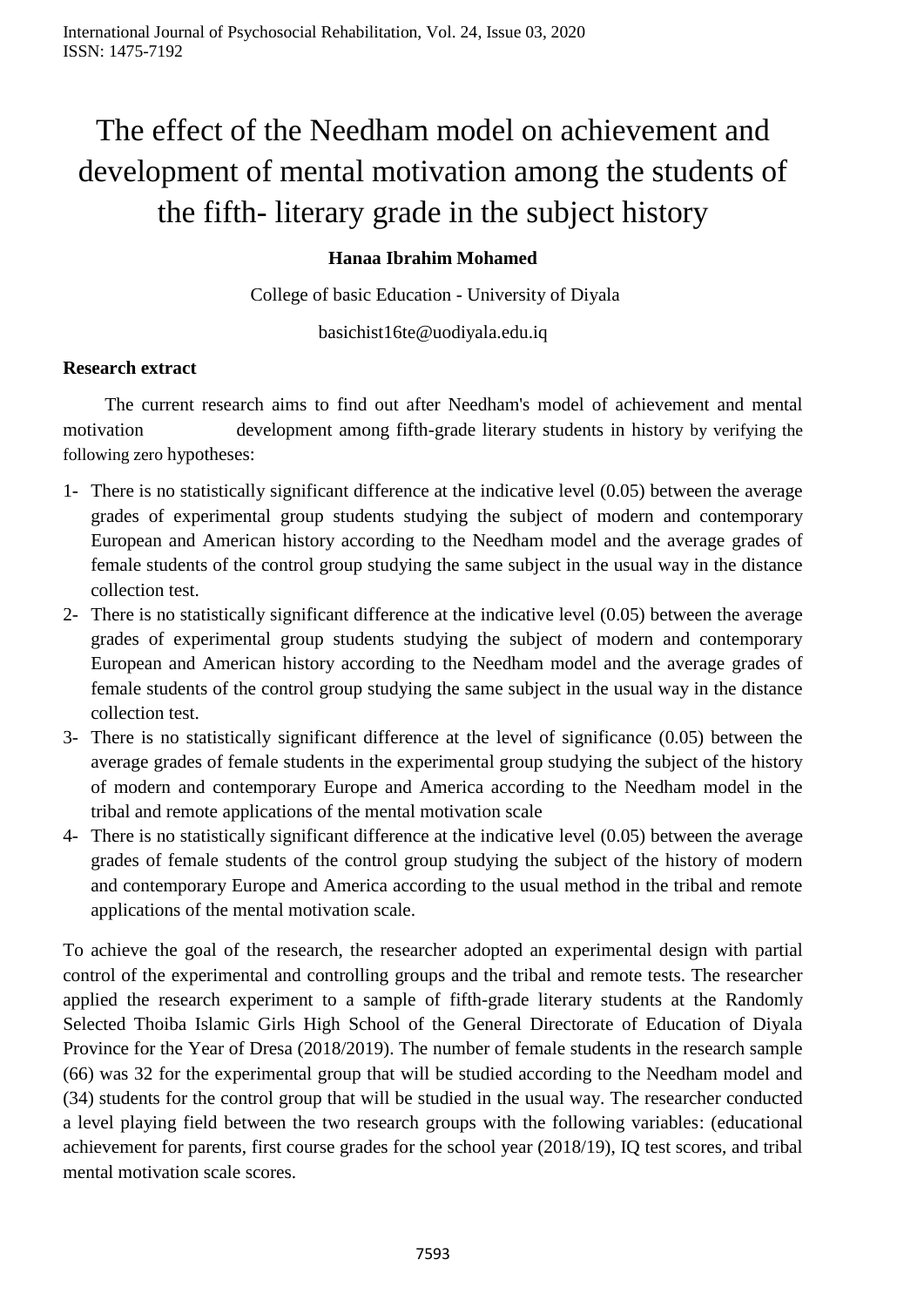# The effect of the Needham model on achievement and development of mental motivation among the students of the fifth- literary grade in the subject history

**Hanaa Ibrahim Mohamed**

College of basic Education - University of Diyala

basichist16te@uodiyala.edu.iq

**Research extract**

The current research aims to find out after Needham's model of achievement and mental motivation development among fifth-grade literary students in history by verifying the following zero hypotheses:

1- There is no statistically significant difference at the indicative level (0.05) between the average grades of experimental group students studying the subject of modern and contemporary European and American history according to the Needham model and the average grades of female students of the control group studying the same subject in the usual way in the distance collection test.
2- There is no statistically significant difference at the indicative level (0.05) between the average grades of experimental group students studying the subject of modern and contemporary European and American history according to the Needham model and the average grades of female students of the control group studying the same subject in the usual way in the distance collection test.
3- There is no statistically significant difference at the level of significance (0.05) between the average grades of female students in the experimental group studying the subject of the history of modern and contemporary Europe and America according to the Needham model in the tribal and remote applications of the mental motivation scale
4- There is no statistically significant difference at the indicative level (0.05) between the average grades of female students of the control group studying the subject of the history of modern and contemporary Europe and America according to the usual method in the tribal and remote applications of the mental motivation scale.

To achieve the goal of the research, the researcher adopted an experimental design with partial control of the experimental and controlling groups and the tribal and remote tests. The researcher applied the research experiment to a sample of fifth-grade literary students at the Randomly Selected Thoiba Islamic Girls High School of the General Directorate of Education of Diyala Province for the Year of Dresa (2018/2019). The number of female students in the research sample (66) was 32 for the experimental group that will be studied according to the Needham model and (34) students for the control group that will be studied in the usual way. The researcher conducted a level playing field between the two research groups with the following variables: (educational achievement for parents, first course grades for the school year (2018/19), IQ test scores, and tribal mental motivation scale scores.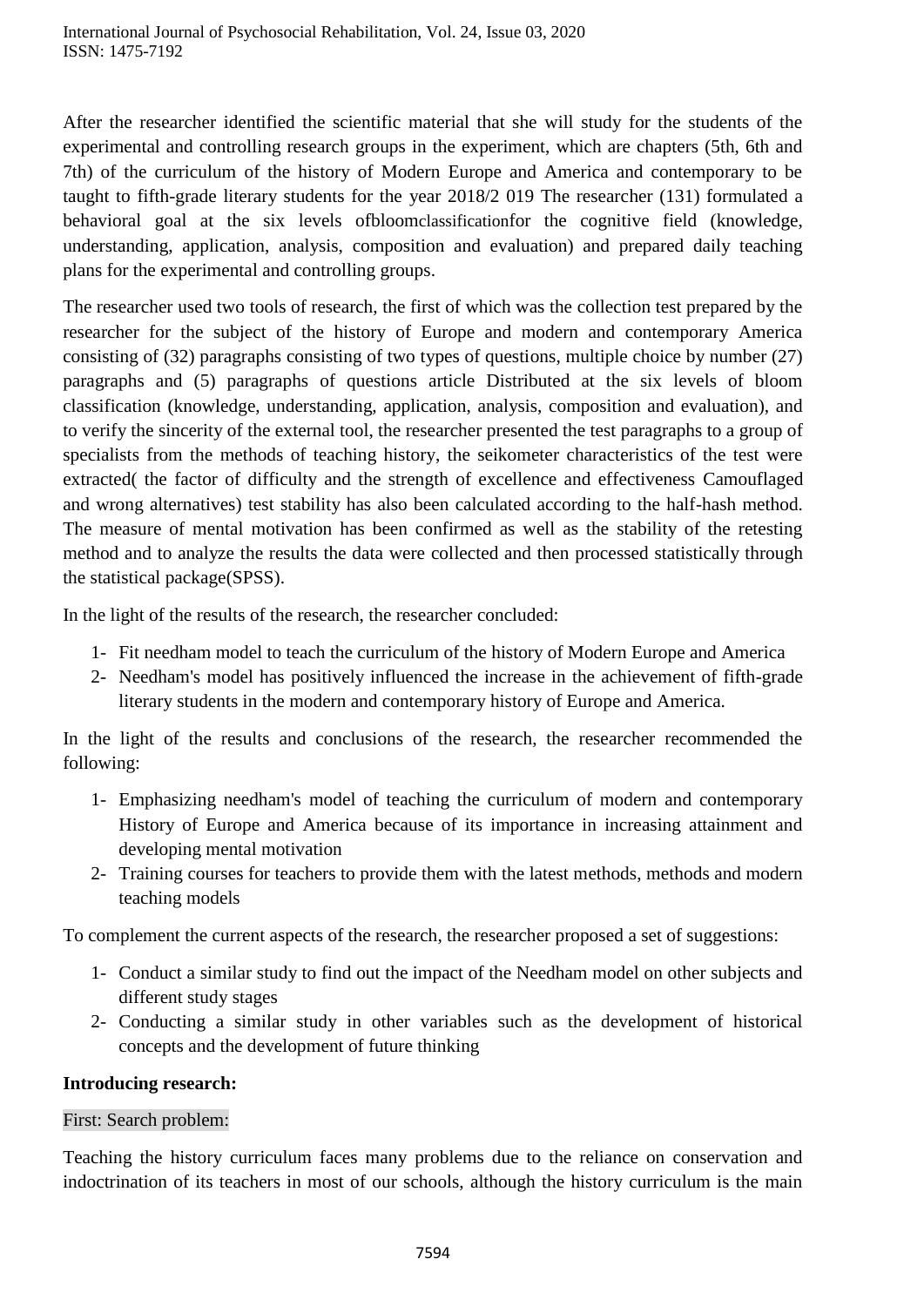After the researcher identified the scientific material that she will study for the students of the experimental and controlling research groups in the experiment, which are chapters (5th, 6th and 7th) of the curriculum of the history of Modern Europe and America and contemporary to be taught to fifth-grade literary students for the year 2018/2 019 The researcher (131) formulated a behavioral goal at the six levels ofbloomclassificationfor the cognitive field (knowledge, understanding, application, analysis, composition and evaluation) and prepared daily teaching plans for the experimental and controlling groups.

The researcher used two tools of research, the first of which was the collection test prepared by the researcher for the subject of the history of Europe and modern and contemporary America consisting of (32) paragraphs consisting of two types of questions, multiple choice by number (27) paragraphs and (5) paragraphs of questions article Distributed at the six levels of bloom classification (knowledge, understanding, application, analysis, composition and evaluation), and to verify the sincerity of the external tool, the researcher presented the test paragraphs to a group of specialists from the methods of teaching history, the seikometer characteristics of the test were extracted( the factor of difficulty and the strength of excellence and effectiveness Camouflaged and wrong alternatives) test stability has also been calculated according to the half-hash method. The measure of mental motivation has been confirmed as well as the stability of the retesting method and to analyze the results the data were collected and then processed statistically through the statistical package(SPSS).

In the light of the results of the research, the researcher concluded:

1- Fit needham model to teach the curriculum of the history of Modern Europe and America
2- Needham's model has positively influenced the increase in the achievement of fifth-grade literary students in the modern and contemporary history of Europe and America.

In the light of the results and conclusions of the research, the researcher recommended the following:

1- Emphasizing needham's model of teaching the curriculum of modern and contemporary History of Europe and America because of its importance in increasing attainment and developing mental motivation
2- Training courses for teachers to provide them with the latest methods, methods and modern teaching models

To complement the current aspects of the research, the researcher proposed a set of suggestions:

1- Conduct a similar study to find out the impact of the Needham model on other subjects and different study stages
2- Conducting a similar study in other variables such as the development of historical concepts and the development of future thinking

**Introducing research:**

First: Search problem:

Teaching the history curriculum faces many problems due to the reliance on conservation and indoctrination of its teachers in most of our schools, although the history curriculum is the main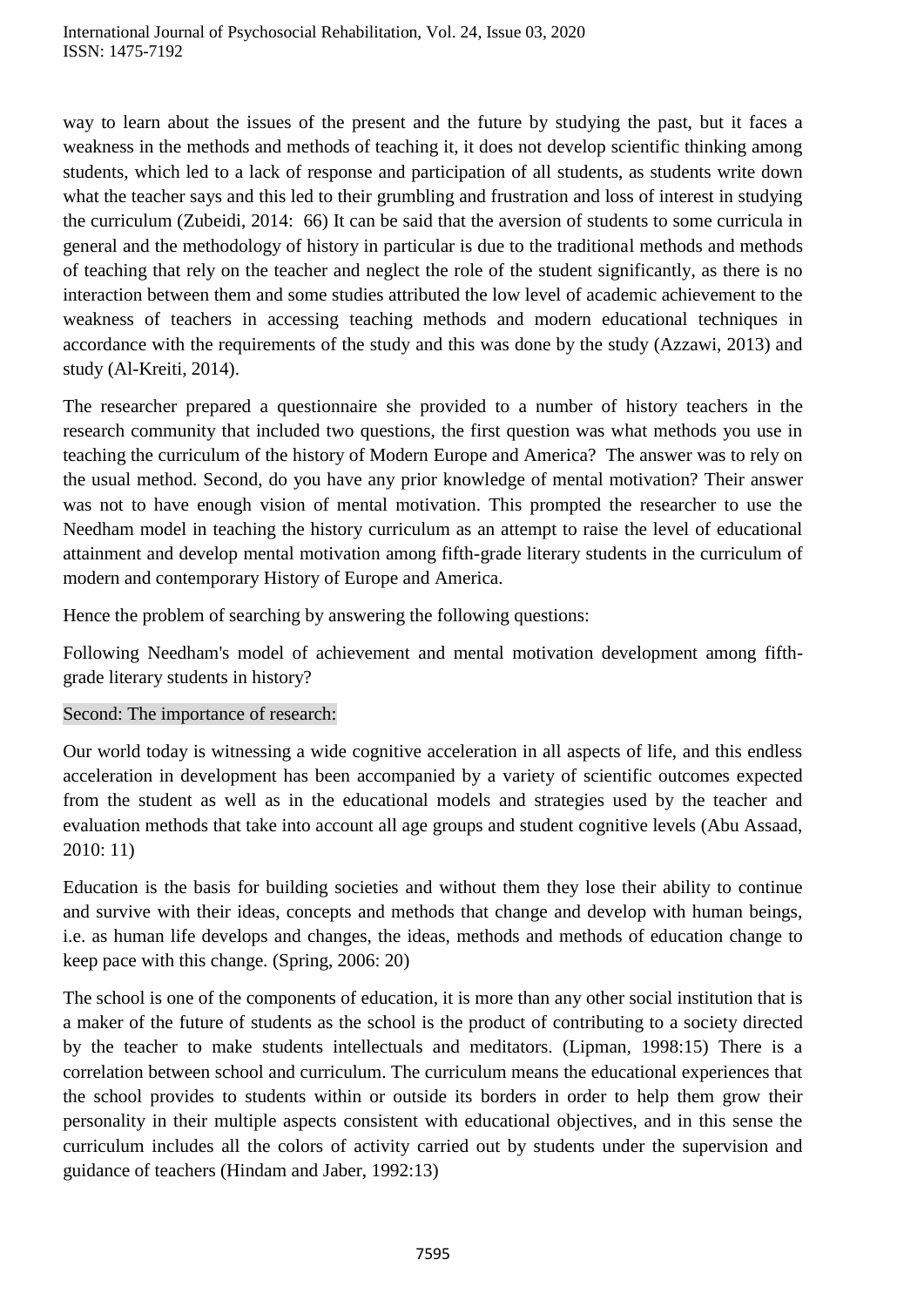way to learn about the issues of the present and the future by studying the past, but it faces a weakness in the methods and methods of teaching it, it does not develop scientific thinking among students, which led to a lack of response and participation of all students, as students write down what the teacher says and this led to their grumbling and frustration and loss of interest in studying the curriculum (Zubeidi, 2014: 66) It can be said that the aversion of students to some curricula in general and the methodology of history in particular is due to the traditional methods and methods of teaching that rely on the teacher and neglect the role of the student significantly, as there is no interaction between them and some studies attributed the low level of academic achievement to the weakness of teachers in accessing teaching methods and modern educational techniques in accordance with the requirements of the study and this was done by the study (Azzawi, 2013) and study (Al-Kreiti, 2014).

The researcher prepared a questionnaire she provided to a number of history teachers in the research community that included two questions, the first question was what methods you use in teaching the curriculum of the history of Modern Europe and America? The answer was to rely on the usual method. Second, do you have any prior knowledge of mental motivation? Their answer was not to have enough vision of mental motivation. This prompted the researcher to use the Needham model in teaching the history curriculum as an attempt to raise the level of educational attainment and develop mental motivation among fifth-grade literary students in the curriculum of modern and contemporary History of Europe and America.

Hence the problem of searching by answering the following questions:

Following Needham's model of achievement and mental motivation development among fifth-grade literary students in history?

## Second: The importance of research:

Our world today is witnessing a wide cognitive acceleration in all aspects of life, and this endless acceleration in development has been accompanied by a variety of scientific outcomes expected from the student as well as in the educational models and strategies used by the teacher and evaluation methods that take into account all age groups and student cognitive levels (Abu Assaad, 2010: 11)

Education is the basis for building societies and without them they lose their ability to continue and survive with their ideas, concepts and methods that change and develop with human beings, i.e. as human life develops and changes, the ideas, methods and methods of education change to keep pace with this change. (Spring, 2006: 20)

The school is one of the components of education, it is more than any other social institution that is a maker of the future of students as the school is the product of contributing to a society directed by the teacher to make students intellectuals and meditators. (Lipman, 1998:15) There is a correlation between school and curriculum. The curriculum means the educational experiences that the school provides to students within or outside its borders in order to help them grow their personality in their multiple aspects consistent with educational objectives, and in this sense the curriculum includes all the colors of activity carried out by students under the supervision and guidance of teachers (Hindam and Jaber, 1992:13)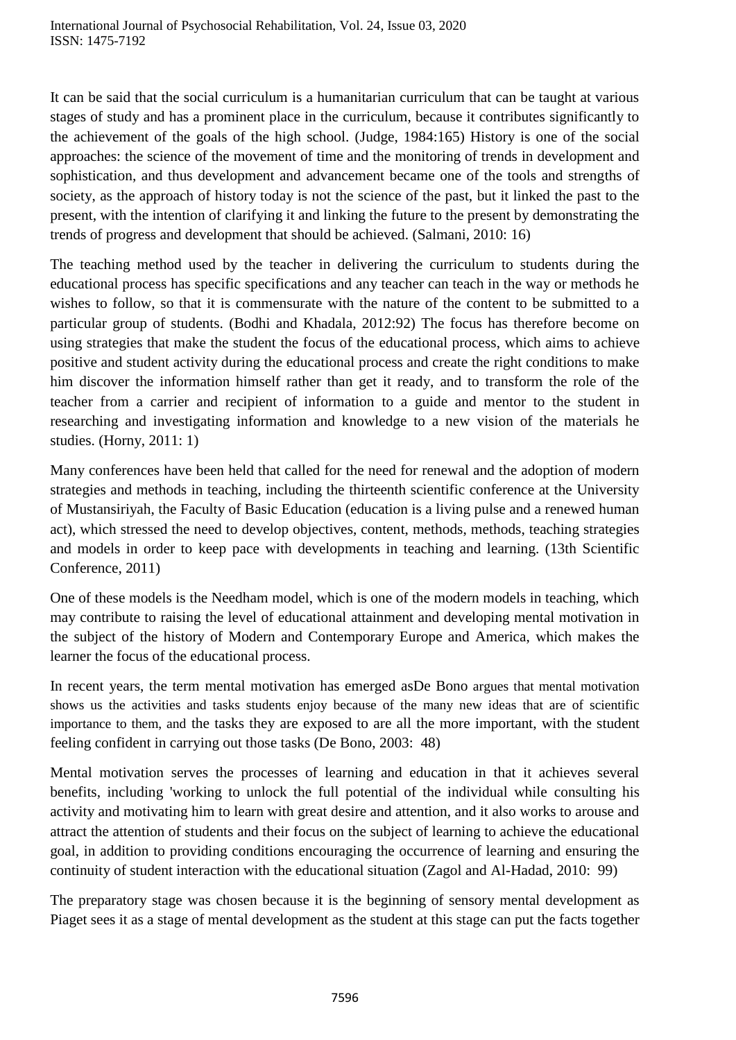It can be said that the social curriculum is a humanitarian curriculum that can be taught at various stages of study and has a prominent place in the curriculum, because it contributes significantly to the achievement of the goals of the high school. (Judge, 1984:165) History is one of the social approaches: the science of the movement of time and the monitoring of trends in development and sophistication, and thus development and advancement became one of the tools and strengths of society, as the approach of history today is not the science of the past, but it linked the past to the present, with the intention of clarifying it and linking the future to the present by demonstrating the trends of progress and development that should be achieved. (Salmani, 2010: 16)

The teaching method used by the teacher in delivering the curriculum to students during the educational process has specific specifications and any teacher can teach in the way or methods he wishes to follow, so that it is commensurate with the nature of the content to be submitted to a particular group of students. (Bodhi and Khadala, 2012:92) The focus has therefore become on using strategies that make the student the focus of the educational process, which aims to achieve positive and student activity during the educational process and create the right conditions to make him discover the information himself rather than get it ready, and to transform the role of the teacher from a carrier and recipient of information to a guide and mentor to the student in researching and investigating information and knowledge to a new vision of the materials he studies. (Horny, 2011: 1)

Many conferences have been held that called for the need for renewal and the adoption of modern strategies and methods in teaching, including the thirteenth scientific conference at the University of Mustansiriyah, the Faculty of Basic Education (education is a living pulse and a renewed human act), which stressed the need to develop objectives, content, methods, methods, teaching strategies and models in order to keep pace with developments in teaching and learning. (13th Scientific Conference, 2011)

One of these models is the Needham model, which is one of the modern models in teaching, which may contribute to raising the level of educational attainment and developing mental motivation in the subject of the history of Modern and Contemporary Europe and America, which makes the learner the focus of the educational process.

In recent years, the term mental motivation has emerged asDe Bono argues that mental motivation shows us the activities and tasks students enjoy because of the many new ideas that are of scientific importance to them, and the tasks they are exposed to are all the more important, with the student feeling confident in carrying out those tasks (De Bono, 2003: 48)

Mental motivation serves the processes of learning and education in that it achieves several benefits, including 'working to unlock the full potential of the individual while consulting his activity and motivating him to learn with great desire and attention, and it also works to arouse and attract the attention of students and their focus on the subject of learning to achieve the educational goal, in addition to providing conditions encouraging the occurrence of learning and ensuring the continuity of student interaction with the educational situation (Zagol and Al-Hadad, 2010: 99)

The preparatory stage was chosen because it is the beginning of sensory mental development as Piaget sees it as a stage of mental development as the student at this stage can put the facts together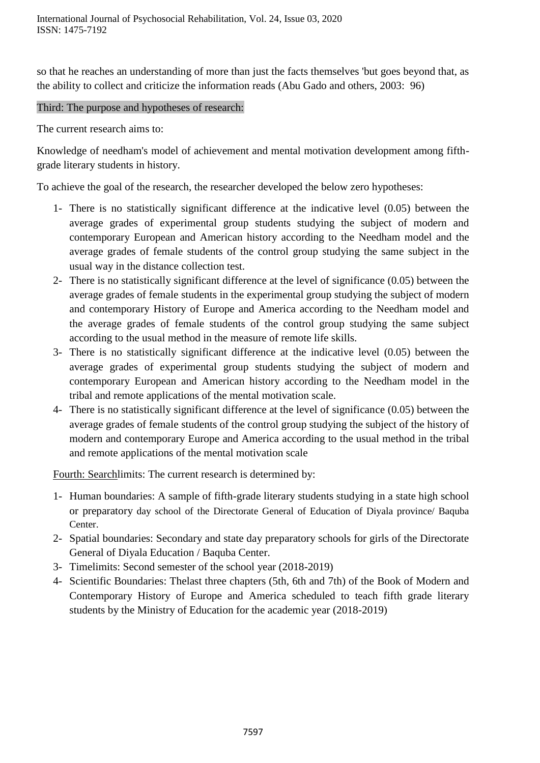so that he reaches an understanding of more than just the facts themselves 'but goes beyond that, as the ability to collect and criticize the information reads (Abu Gado and others, 2003: 96)

## Third: The purpose and hypotheses of research:

The current research aims to:

Knowledge of needham's model of achievement and mental motivation development among fifth-grade literary students in history.

To achieve the goal of the research, the researcher developed the below zero hypotheses:

1- There is no statistically significant difference at the indicative level (0.05) between the average grades of experimental group students studying the subject of modern and contemporary European and American history according to the Needham model and the average grades of female students of the control group studying the same subject in the usual way in the distance collection test.
2- There is no statistically significant difference at the level of significance (0.05) between the average grades of female students in the experimental group studying the subject of modern and contemporary History of Europe and America according to the Needham model and the average grades of female students of the control group studying the same subject according to the usual method in the measure of remote life skills.
3- There is no statistically significant difference at the indicative level (0.05) between the average grades of experimental group students studying the subject of modern and contemporary European and American history according to the Needham model in the tribal and remote applications of the mental motivation scale.
4- There is no statistically significant difference at the level of significance (0.05) between the average grades of female students of the control group studying the subject of the history of modern and contemporary Europe and America according to the usual method in the tribal and remote applications of the mental motivation scale

## Fourth: Searchlimits: The current research is determined by:

1- Human boundaries: A sample of fifth-grade literary students studying in a state high school or preparatory day school of the Directorate General of Education of Diyala province/ Baquba Center.
2- Spatial boundaries: Secondary and state day preparatory schools for girls of the Directorate General of Diyala Education / Baquba Center.
3- Timelimits: Second semester of the school year (2018-2019)
4- Scientific Boundaries: Thelast three chapters (5th, 6th and 7th) of the Book of Modern and Contemporary History of Europe and America scheduled to teach fifth grade literary students by the Ministry of Education for the academic year (2018-2019)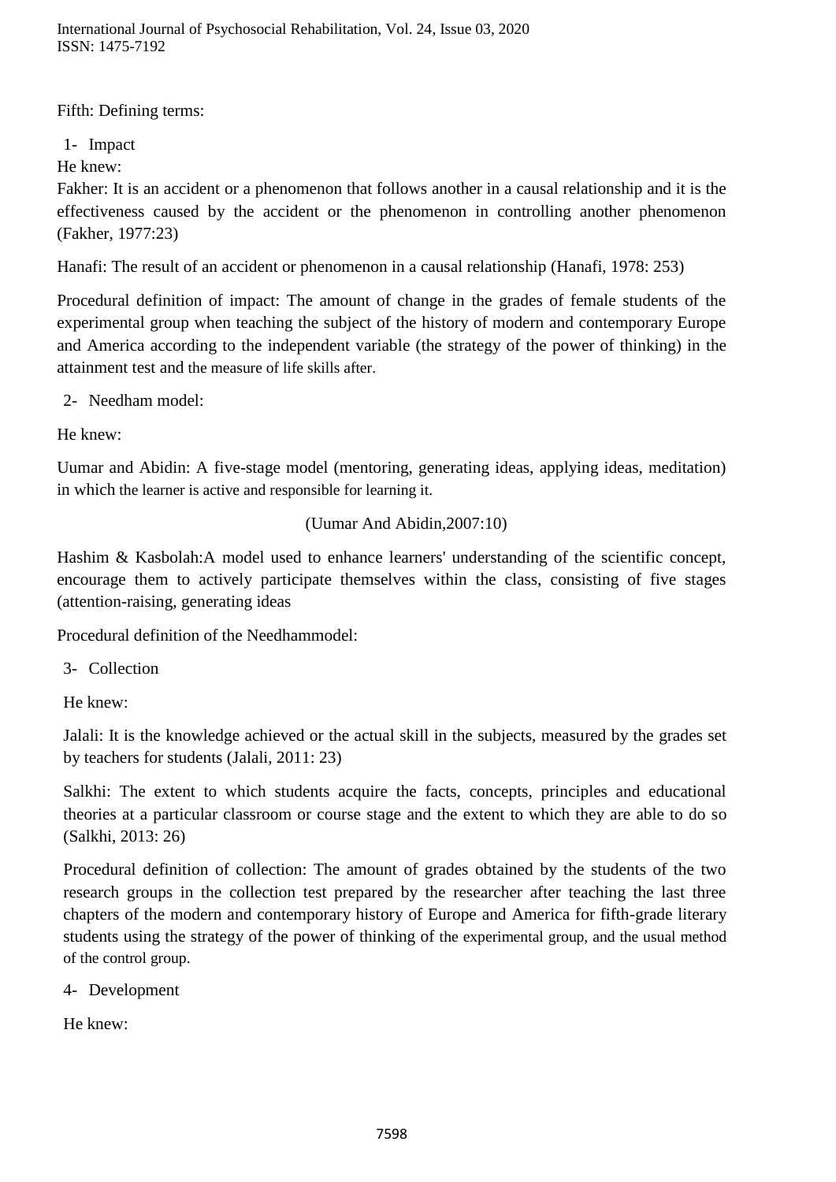Fifth: Defining terms:

1- Impact

He knew:

Fakher: It is an accident or a phenomenon that follows another in a causal relationship and it is the effectiveness caused by the accident or the phenomenon in controlling another phenomenon (Fakher, 1977:23)

Hanafi: The result of an accident or phenomenon in a causal relationship (Hanafi, 1978: 253)

Procedural definition of impact: The amount of change in the grades of female students of the experimental group when teaching the subject of the history of modern and contemporary Europe and America according to the independent variable (the strategy of the power of thinking) in the attainment test and the measure of life skills after.

2- Needham model:

He knew:

Uumar and Abidin: A five-stage model (mentoring, generating ideas, applying ideas, meditation) in which the learner is active and responsible for learning it.

(Uumar And Abidin,2007:10)

Hashim & Kasbolah:A model used to enhance learners' understanding of the scientific concept, encourage them to actively participate themselves within the class, consisting of five stages (attention-raising, generating ideas

Procedural definition of the Needhammodel:

3- Collection

He knew:

Jalali: It is the knowledge achieved or the actual skill in the subjects, measured by the grades set by teachers for students (Jalali, 2011: 23)

Salkhi: The extent to which students acquire the facts, concepts, principles and educational theories at a particular classroom or course stage and the extent to which they are able to do so (Salkhi, 2013: 26)

Procedural definition of collection: The amount of grades obtained by the students of the two research groups in the collection test prepared by the researcher after teaching the last three chapters of the modern and contemporary history of Europe and America for fifth-grade literary students using the strategy of the power of thinking of the experimental group, and the usual method of the control group.

4- Development

He knew: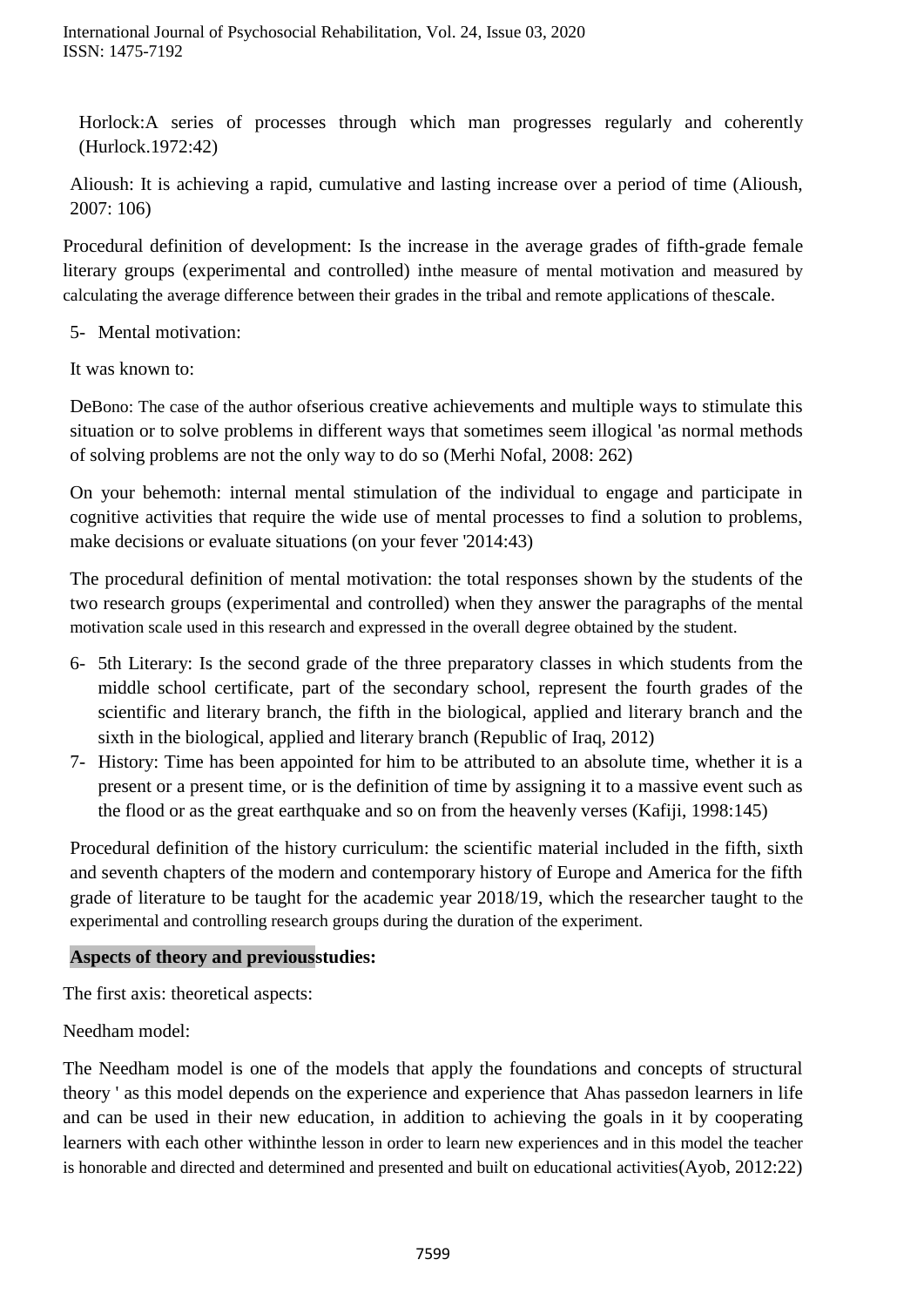Horlock:A series of processes through which man progresses regularly and coherently (Hurlock.1972:42)

Alioush: It is achieving a rapid, cumulative and lasting increase over a period of time (Alioush, 2007: 106)

Procedural definition of development: Is the increase in the average grades of fifth-grade female literary groups (experimental and controlled) inthe measure of mental motivation and measured by calculating the average difference between their grades in the tribal and remote applications of thescale.

5- Mental motivation:

It was known to:

DeBono: The case of the author ofserious creative achievements and multiple ways to stimulate this situation or to solve problems in different ways that sometimes seem illogical 'as normal methods of solving problems are not the only way to do so (Merhi Nofal, 2008: 262)

On your behemoth: internal mental stimulation of the individual to engage and participate in cognitive activities that require the wide use of mental processes to find a solution to problems, make decisions or evaluate situations (on your fever '2014:43)

The procedural definition of mental motivation: the total responses shown by the students of the two research groups (experimental and controlled) when they answer the paragraphs of the mental motivation scale used in this research and expressed in the overall degree obtained by the student.

6- 5th Literary: Is the second grade of the three preparatory classes in which students from the middle school certificate, part of the secondary school, represent the fourth grades of the scientific and literary branch, the fifth in the biological, applied and literary branch and the sixth in the biological, applied and literary branch (Republic of Iraq, 2012)
7- History: Time has been appointed for him to be attributed to an absolute time, whether it is a present or a present time, or is the definition of time by assigning it to a massive event such as the flood or as the great earthquake and so on from the heavenly verses (Kafiji, 1998:145)

Procedural definition of the history curriculum: the scientific material included in the fifth, sixth and seventh chapters of the modern and contemporary history of Europe and America for the fifth grade of literature to be taught for the academic year 2018/19, which the researcher taught to the experimental and controlling research groups during the duration of the experiment.

**Aspects of theory and previousstudies:**

The first axis: theoretical aspects:

Needham model:

The Needham model is one of the models that apply the foundations and concepts of structural theory ' as this model depends on the experience and experience that Ahas passedon learners in life and can be used in their new education, in addition to achieving the goals in it by cooperating learners with each other withinthe lesson in order to learn new experiences and in this model the teacher is honorable and directed and determined and presented and built on educational activities(Ayob, 2012:22)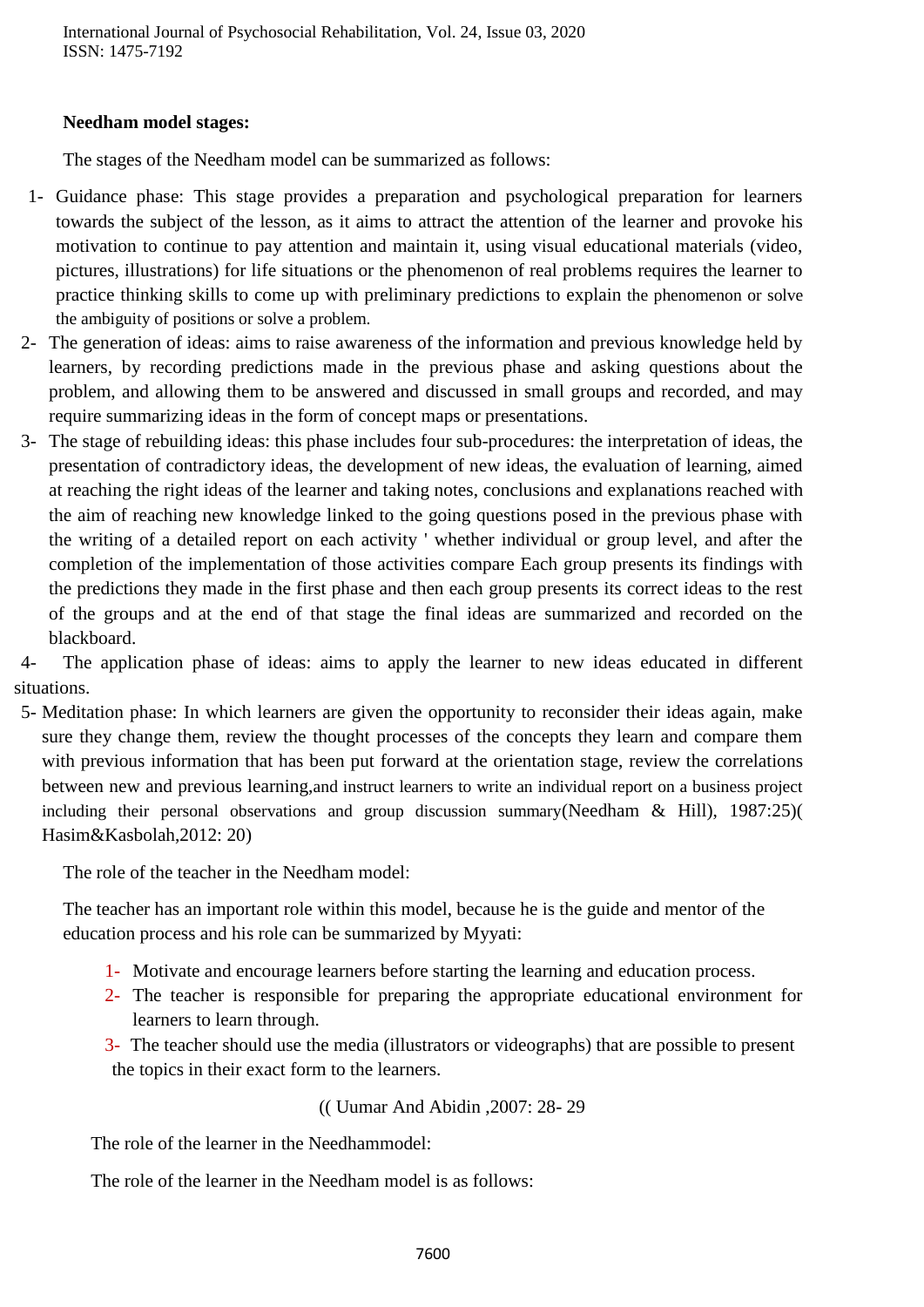**Needham model stages:**

The stages of the Needham model can be summarized as follows:

1- Guidance phase: This stage provides a preparation and psychological preparation for learners towards the subject of the lesson, as it aims to attract the attention of the learner and provoke his motivation to continue to pay attention and maintain it, using visual educational materials (video, pictures, illustrations) for life situations or the phenomenon of real problems requires the learner to practice thinking skills to come up with preliminary predictions to explain the phenomenon or solve the ambiguity of positions or solve a problem.

2- The generation of ideas: aims to raise awareness of the information and previous knowledge held by learners, by recording predictions made in the previous phase and asking questions about the problem, and allowing them to be answered and discussed in small groups and recorded, and may require summarizing ideas in the form of concept maps or presentations.

3- The stage of rebuilding ideas: this phase includes four sub-procedures: the interpretation of ideas, the presentation of contradictory ideas, the development of new ideas, the evaluation of learning, aimed at reaching the right ideas of the learner and taking notes, conclusions and explanations reached with the aim of reaching new knowledge linked to the going questions posed in the previous phase with the writing of a detailed report on each activity ' whether individual or group level, and after the completion of the implementation of those activities compare Each group presents its findings with the predictions they made in the first phase and then each group presents its correct ideas to the rest of the groups and at the end of that stage the final ideas are summarized and recorded on the blackboard.

4- The application phase of ideas: aims to apply the learner to new ideas educated in different situations.

5- Meditation phase: In which learners are given the opportunity to reconsider their ideas again, make sure they change them, review the thought processes of the concepts they learn and compare them with previous information that has been put forward at the orientation stage, review the correlations between new and previous learning,and instruct learners to write an individual report on a business project including their personal observations and group discussion summary(Needham & Hill), 1987:25)( Hasim&Kasbolah,2012: 20)

The role of the teacher in the Needham model:

The teacher has an important role within this model, because he is the guide and mentor of the education process and his role can be summarized by Myyati:

1- Motivate and encourage learners before starting the learning and education process.
2- The teacher is responsible for preparing the appropriate educational environment for learners to learn through.
3- The teacher should use the media (illustrators or videographs) that are possible to present the topics in their exact form to the learners.

(( Uumar And Abidin ,2007: 28- 29

The role of the learner in the Needhammodel:

The role of the learner in the Needham model is as follows: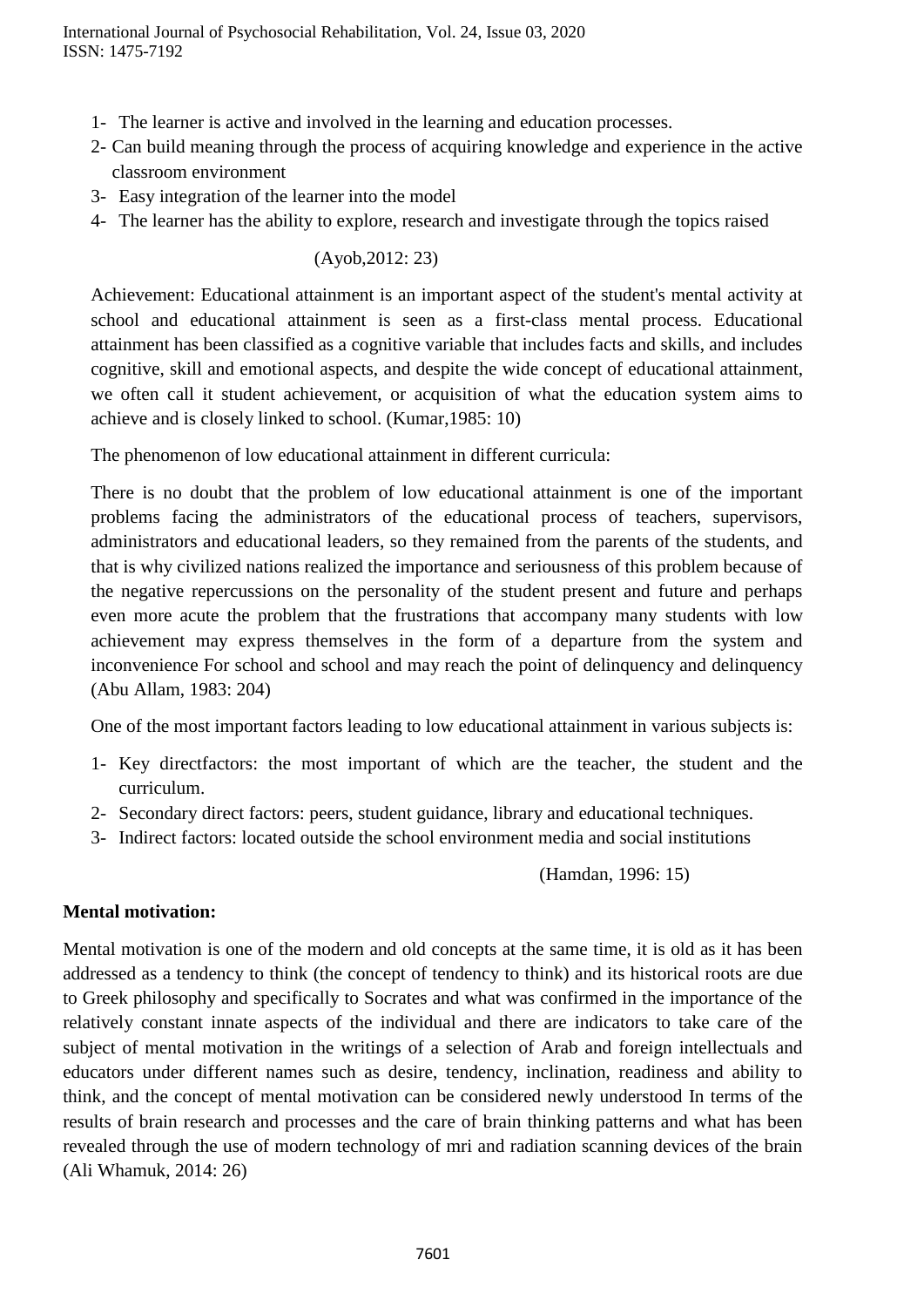1- The learner is active and involved in the learning and education processes.
2- Can build meaning through the process of acquiring knowledge and experience in the active classroom environment
3- Easy integration of the learner into the model
4- The learner has the ability to explore, research and investigate through the topics raised

(Ayob,2012: 23)

Achievement: Educational attainment is an important aspect of the student's mental activity at school and educational attainment is seen as a first-class mental process. Educational attainment has been classified as a cognitive variable that includes facts and skills, and includes cognitive, skill and emotional aspects, and despite the wide concept of educational attainment, we often call it student achievement, or acquisition of what the education system aims to achieve and is closely linked to school. (Kumar,1985: 10)

The phenomenon of low educational attainment in different curricula:

There is no doubt that the problem of low educational attainment is one of the important problems facing the administrators of the educational process of teachers, supervisors, administrators and educational leaders, so they remained from the parents of the students, and that is why civilized nations realized the importance and seriousness of this problem because of the negative repercussions on the personality of the student present and future and perhaps even more acute the problem that the frustrations that accompany many students with low achievement may express themselves in the form of a departure from the system and inconvenience For school and school and may reach the point of delinquency and delinquency (Abu Allam, 1983: 204)

One of the most important factors leading to low educational attainment in various subjects is:

1- Key directfactors: the most important of which are the teacher, the student and the curriculum.
2- Secondary direct factors: peers, student guidance, library and educational techniques.
3- Indirect factors: located outside the school environment media and social institutions

(Hamdan, 1996: 15)

**Mental motivation:**

Mental motivation is one of the modern and old concepts at the same time, it is old as it has been addressed as a tendency to think (the concept of tendency to think) and its historical roots are due to Greek philosophy and specifically to Socrates and what was confirmed in the importance of the relatively constant innate aspects of the individual and there are indicators to take care of the subject of mental motivation in the writings of a selection of Arab and foreign intellectuals and educators under different names such as desire, tendency, inclination, readiness and ability to think, and the concept of mental motivation can be considered newly understood In terms of the results of brain research and processes and the care of brain thinking patterns and what has been revealed through the use of modern technology of mri and radiation scanning devices of the brain (Ali Whamuk, 2014: 26)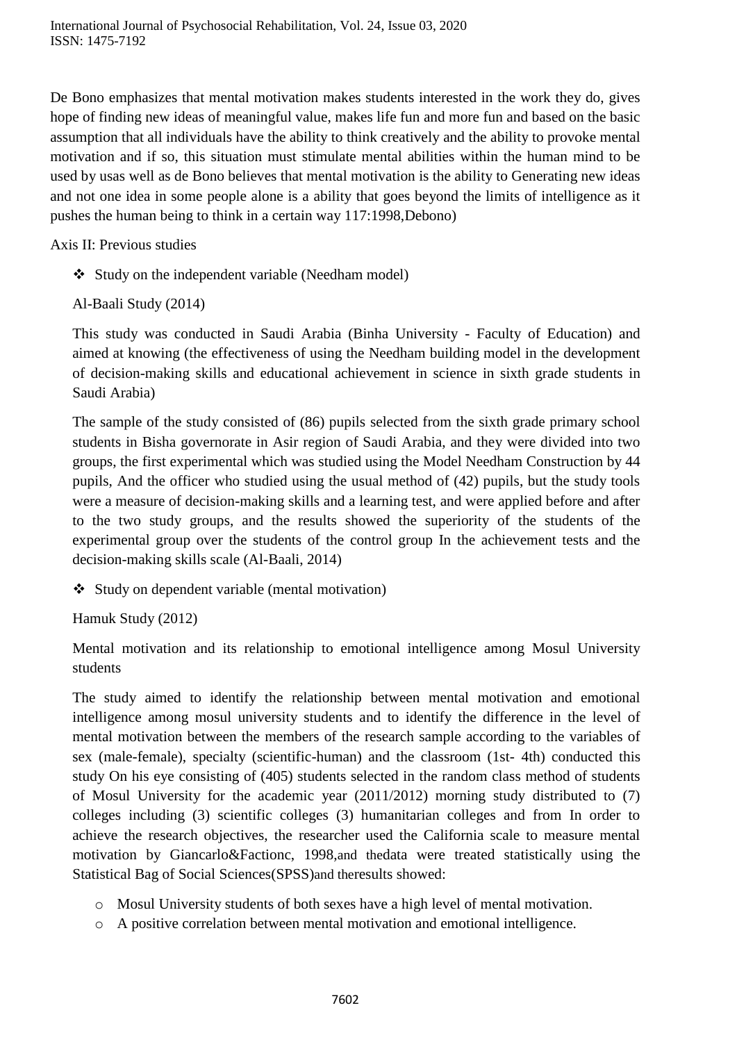De Bono emphasizes that mental motivation makes students interested in the work they do, gives hope of finding new ideas of meaningful value, makes life fun and more fun and based on the basic assumption that all individuals have the ability to think creatively and the ability to provoke mental motivation and if so, this situation must stimulate mental abilities within the human mind to be used by usas well as de Bono believes that mental motivation is the ability to Generating new ideas and not one idea in some people alone is a ability that goes beyond the limits of intelligence as it pushes the human being to think in a certain way 117:1998,Debono)

Axis II: Previous studies

- Study on the independent variable (Needham model)

Al-Baali Study (2014)

This study was conducted in Saudi Arabia (Binha University - Faculty of Education) and aimed at knowing (the effectiveness of using the Needham building model in the development of decision-making skills and educational achievement in science in sixth grade students in Saudi Arabia)

The sample of the study consisted of (86) pupils selected from the sixth grade primary school students in Bisha governorate in Asir region of Saudi Arabia, and they were divided into two groups, the first experimental which was studied using the Model Needham Construction by 44 pupils, And the officer who studied using the usual method of (42) pupils, but the study tools were a measure of decision-making skills and a learning test, and were applied before and after to the two study groups, and the results showed the superiority of the students of the experimental group over the students of the control group In the achievement tests and the decision-making skills scale (Al-Baali, 2014)

- Study on dependent variable (mental motivation)

Hamuk Study (2012)

Mental motivation and its relationship to emotional intelligence among Mosul University students

The study aimed to identify the relationship between mental motivation and emotional intelligence among mosul university students and to identify the difference in the level of mental motivation between the members of the research sample according to the variables of sex (male-female), specialty (scientific-human) and the classroom (1st- 4th) conducted this study On his eye consisting of (405) students selected in the random class method of students of Mosul University for the academic year (2011/2012) morning study distributed to (7) colleges including (3) scientific colleges (3) humanitarian colleges and from In order to achieve the research objectives, the researcher used the California scale to measure mental motivation by Giancarlo&Factionc, 1998,and thedata were treated statistically using the Statistical Bag of Social Sciences(SPSS)and theresults showed:

- Mosul University students of both sexes have a high level of mental motivation.
- A positive correlation between mental motivation and emotional intelligence.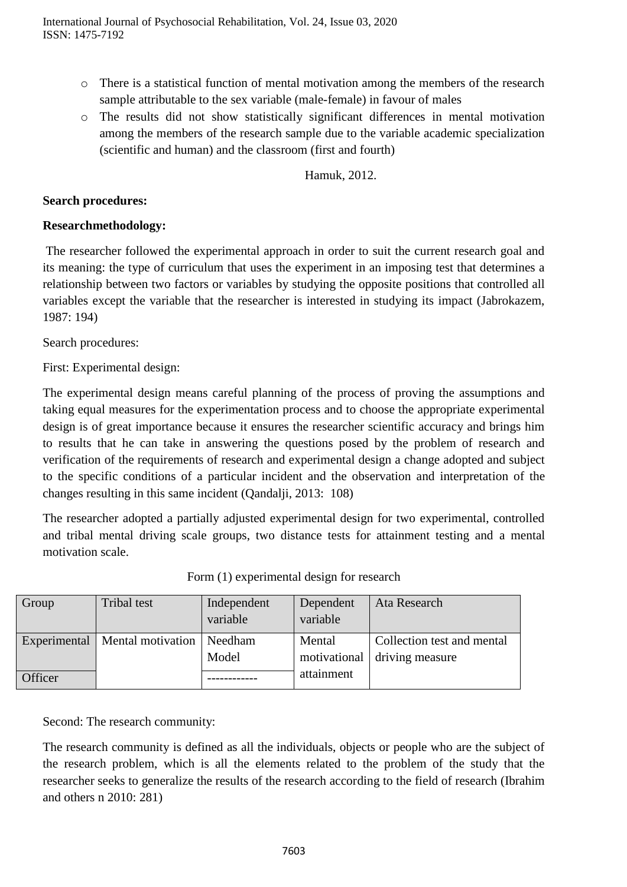- There is a statistical function of mental motivation among the members of the research sample attributable to the sex variable (male-female) in favour of males
- The results did not show statistically significant differences in mental motivation among the members of the research sample due to the variable academic specialization (scientific and human) and the classroom (first and fourth)

Hamuk, 2012.

**Search procedures:**

**Researchmethodology:**

The researcher followed the experimental approach in order to suit the current research goal and its meaning: the type of curriculum that uses the experiment in an imposing test that determines a relationship between two factors or variables by studying the opposite positions that controlled all variables except the variable that the researcher is interested in studying its impact (Jabrokazem, 1987: 194)

Search procedures:

First: Experimental design:

The experimental design means careful planning of the process of proving the assumptions and taking equal measures for the experimentation process and to choose the appropriate experimental design is of great importance because it ensures the researcher scientific accuracy and brings him to results that he can take in answering the questions posed by the problem of research and verification of the requirements of research and experimental design a change adopted and subject to the specific conditions of a particular incident and the observation and interpretation of the changes resulting in this same incident (Qandalji, 2013: 108)

The researcher adopted a partially adjusted experimental design for two experimental, controlled and tribal mental driving scale groups, two distance tests for attainment testing and a mental motivation scale.

Form (1) experimental design for research

| Group | Tribal test | Independent variable | Dependent variable | Ata Research |
|---|---|---|---|---|
| Experimental | Mental motivation | Needham Model | Mental motivational attainment | Collection test and mental driving measure |
| Officer | | ------------ | | |

Second: The research community:

The research community is defined as all the individuals, objects or people who are the subject of the research problem, which is all the elements related to the problem of the study that the researcher seeks to generalize the results of the research according to the field of research (Ibrahim and others n 2010: 281)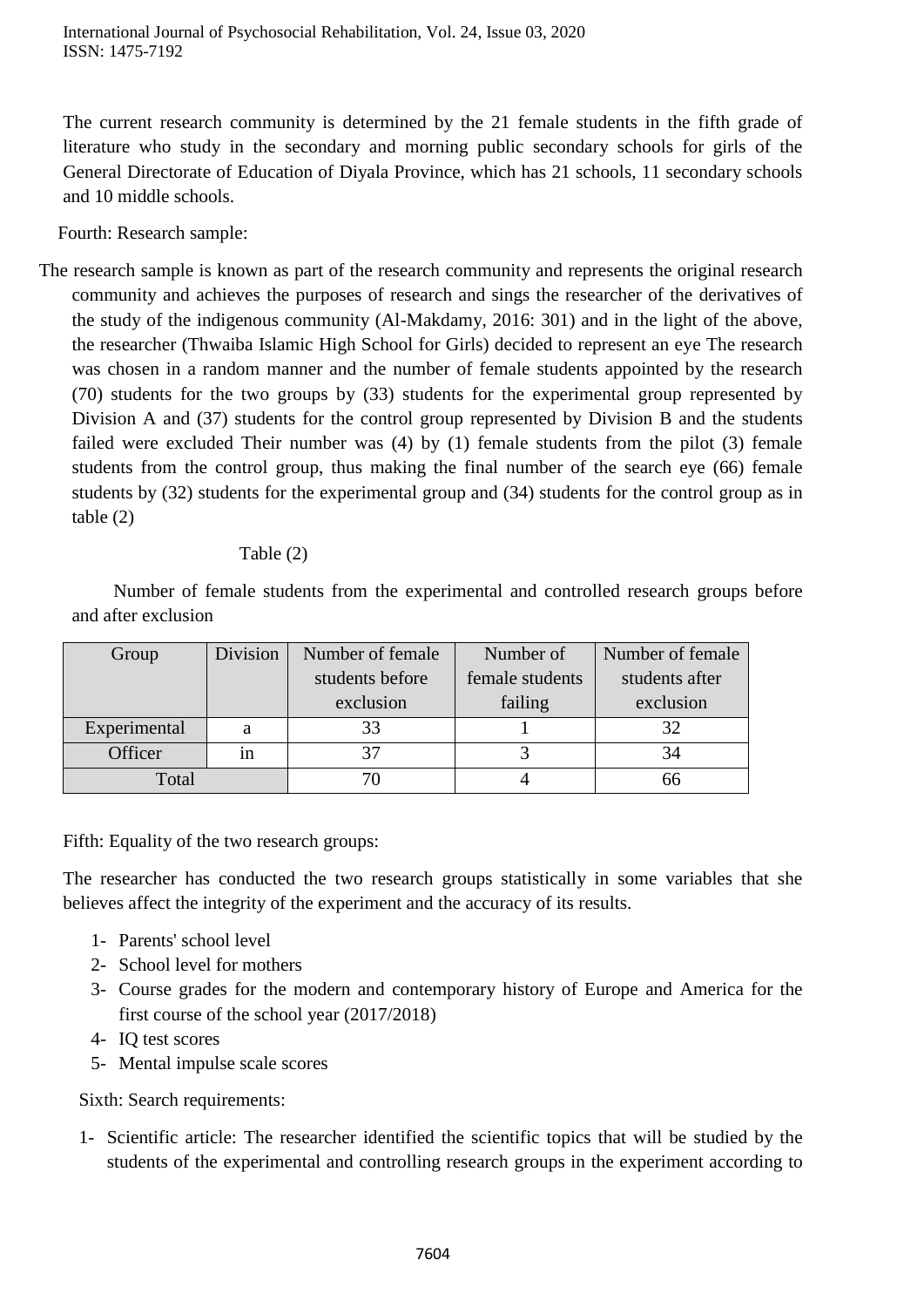The current research community is determined by the 21 female students in the fifth grade of literature who study in the secondary and morning public secondary schools for girls of the General Directorate of Education of Diyala Province, which has 21 schools, 11 secondary schools and 10 middle schools.

Fourth: Research sample:

The research sample is known as part of the research community and represents the original research community and achieves the purposes of research and sings the researcher of the derivatives of the study of the indigenous community (Al-Makdamy, 2016: 301) and in the light of the above, the researcher (Thwaiba Islamic High School for Girls) decided to represent an eye The research was chosen in a random manner and the number of female students appointed by the research (70) students for the two groups by (33) students for the experimental group represented by Division A and (37) students for the control group represented by Division B and the students failed were excluded Their number was (4) by (1) female students from the pilot (3) female students from the control group, thus making the final number of the search eye (66) female students by (32) students for the experimental group and (34) students for the control group as in table (2)

Table (2)

Number of female students from the experimental and controlled research groups before and after exclusion

| Group | Division | Number of female students before exclusion | Number of female students failing | Number of female students after exclusion |
|---|---|---|---|---|
| Experimental | a | 33 | 1 | 32 |
| Officer | in | 37 | 3 | 34 |
| Total | | 70 | 4 | 66 |

Fifth: Equality of the two research groups:

The researcher has conducted the two research groups statistically in some variables that she believes affect the integrity of the experiment and the accuracy of its results.

1- Parents' school level
2- School level for mothers
3- Course grades for the modern and contemporary history of Europe and America for the first course of the school year (2017/2018)
4- IQ test scores
5- Mental impulse scale scores

Sixth: Search requirements:

1- Scientific article: The researcher identified the scientific topics that will be studied by the students of the experimental and controlling research groups in the experiment according to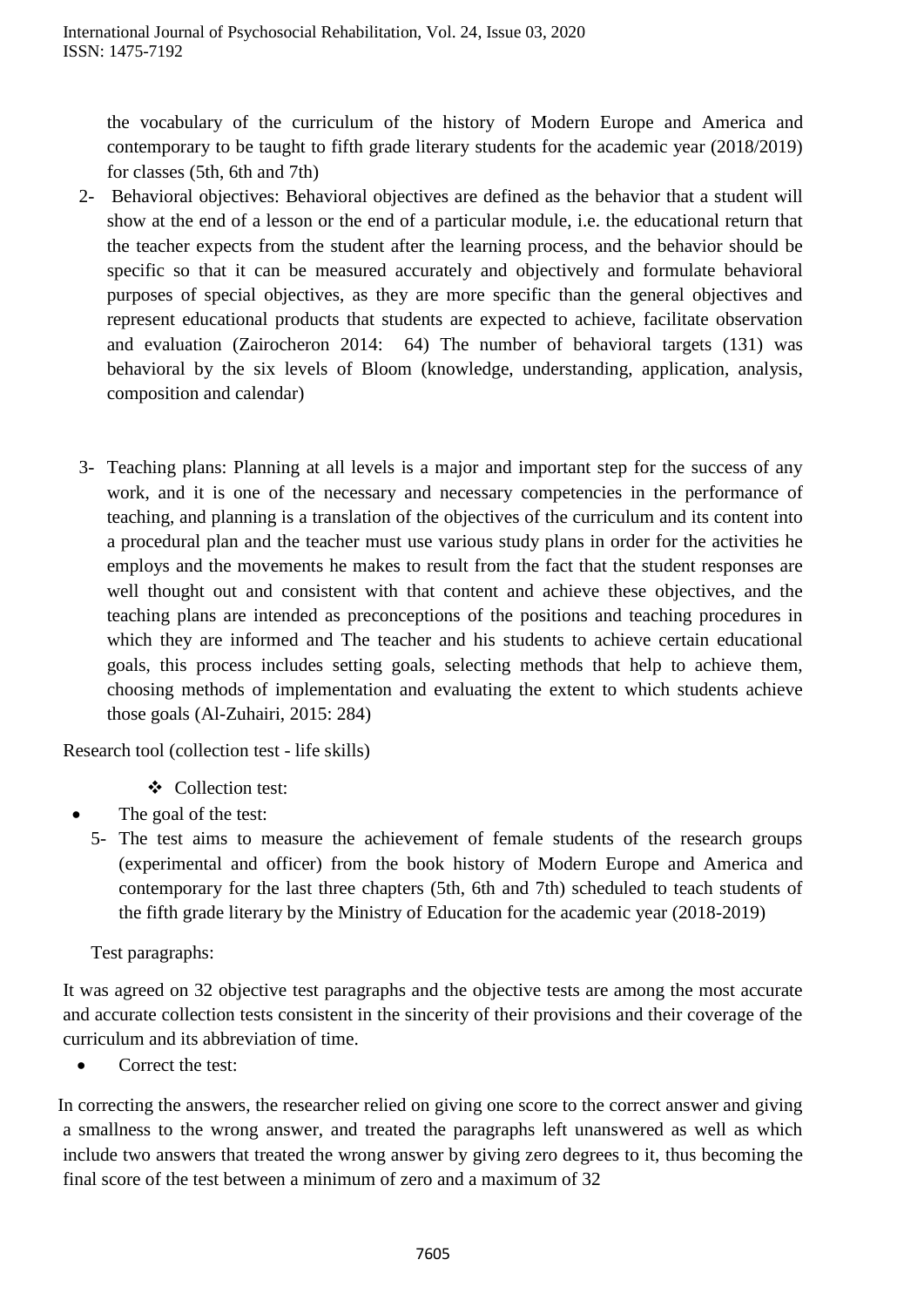the vocabulary of the curriculum of the history of Modern Europe and America and contemporary to be taught to fifth grade literary students for the academic year (2018/2019) for classes (5th, 6th and 7th)

2- Behavioral objectives: Behavioral objectives are defined as the behavior that a student will show at the end of a lesson or the end of a particular module, i.e. the educational return that the teacher expects from the student after the learning process, and the behavior should be specific so that it can be measured accurately and objectively and formulate behavioral purposes of special objectives, as they are more specific than the general objectives and represent educational products that students are expected to achieve, facilitate observation and evaluation (Zairocheron 2014: 64) The number of behavioral targets (131) was behavioral by the six levels of Bloom (knowledge, understanding, application, analysis, composition and calendar)

3- Teaching plans: Planning at all levels is a major and important step for the success of any work, and it is one of the necessary and necessary competencies in the performance of teaching, and planning is a translation of the objectives of the curriculum and its content into a procedural plan and the teacher must use various study plans in order for the activities he employs and the movements he makes to result from the fact that the student responses are well thought out and consistent with that content and achieve these objectives, and the teaching plans are intended as preconceptions of the positions and teaching procedures in which they are informed and The teacher and his students to achieve certain educational goals, this process includes setting goals, selecting methods that help to achieve them, choosing methods of implementation and evaluating the extent to which students achieve those goals (Al-Zuhairi, 2015: 284)

Research tool (collection test - life skills)

- Collection test:

- The goal of the test:

5- The test aims to measure the achievement of female students of the research groups (experimental and officer) from the book history of Modern Europe and America and contemporary for the last three chapters (5th, 6th and 7th) scheduled to teach students of the fifth grade literary by the Ministry of Education for the academic year (2018-2019)

Test paragraphs:

It was agreed on 32 objective test paragraphs and the objective tests are among the most accurate and accurate collection tests consistent in the sincerity of their provisions and their coverage of the curriculum and its abbreviation of time.

- Correct the test:

In correcting the answers, the researcher relied on giving one score to the correct answer and giving a smallness to the wrong answer, and treated the paragraphs left unanswered as well as which include two answers that treated the wrong answer by giving zero degrees to it, thus becoming the final score of the test between a minimum of zero and a maximum of 32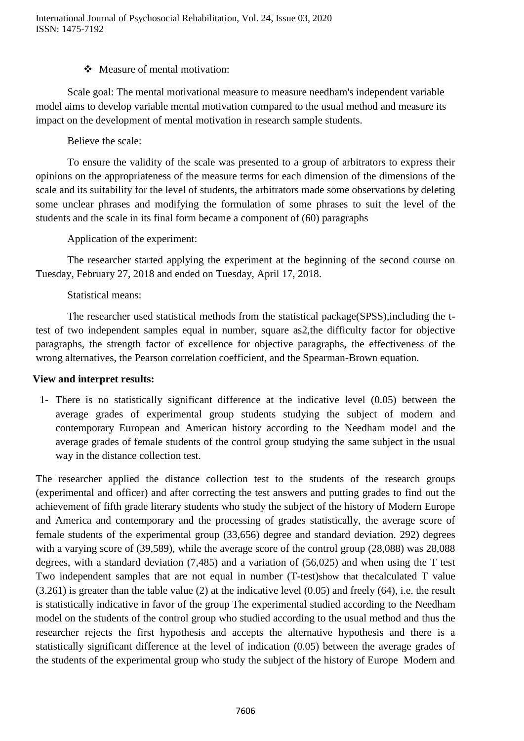❖ Measure of mental motivation:

Scale goal: The mental motivational measure to measure needham's independent variable model aims to develop variable mental motivation compared to the usual method and measure its impact on the development of mental motivation in research sample students.

Believe the scale:

To ensure the validity of the scale was presented to a group of arbitrators to express their opinions on the appropriateness of the measure terms for each dimension of the dimensions of the scale and its suitability for the level of students, the arbitrators made some observations by deleting some unclear phrases and modifying the formulation of some phrases to suit the level of the students and the scale in its final form became a component of (60) paragraphs

Application of the experiment:

The researcher started applying the experiment at the beginning of the second course on Tuesday, February 27, 2018 and ended on Tuesday, April 17, 2018.

Statistical means:

The researcher used statistical methods from the statistical package(SPSS),including the t-test of two independent samples equal in number, square as2,the difficulty factor for objective paragraphs, the strength factor of excellence for objective paragraphs, the effectiveness of the wrong alternatives, the Pearson correlation coefficient, and the Spearman-Brown equation.

**View and interpret results:**

1- There is no statistically significant difference at the indicative level (0.05) between the average grades of experimental group students studying the subject of modern and contemporary European and American history according to the Needham model and the average grades of female students of the control group studying the same subject in the usual way in the distance collection test.

The researcher applied the distance collection test to the students of the research groups (experimental and officer) and after correcting the test answers and putting grades to find out the achievement of fifth grade literary students who study the subject of the history of Modern Europe and America and contemporary and the processing of grades statistically, the average score of female students of the experimental group (33,656) degree and standard deviation. 292) degrees with a varying score of (39,589), while the average score of the control group (28,088) was 28,088 degrees, with a standard deviation (7,485) and a variation of (56,025) and when using the T test Two independent samples that are not equal in number (T-test)show that thecalculated T value (3.261) is greater than the table value (2) at the indicative level (0.05) and freely (64), i.e. the result is statistically indicative in favor of the group The experimental studied according to the Needham model on the students of the control group who studied according to the usual method and thus the researcher rejects the first hypothesis and accepts the alternative hypothesis and there is a statistically significant difference at the level of indication (0.05) between the average grades of the students of the experimental group who study the subject of the history of Europe Modern and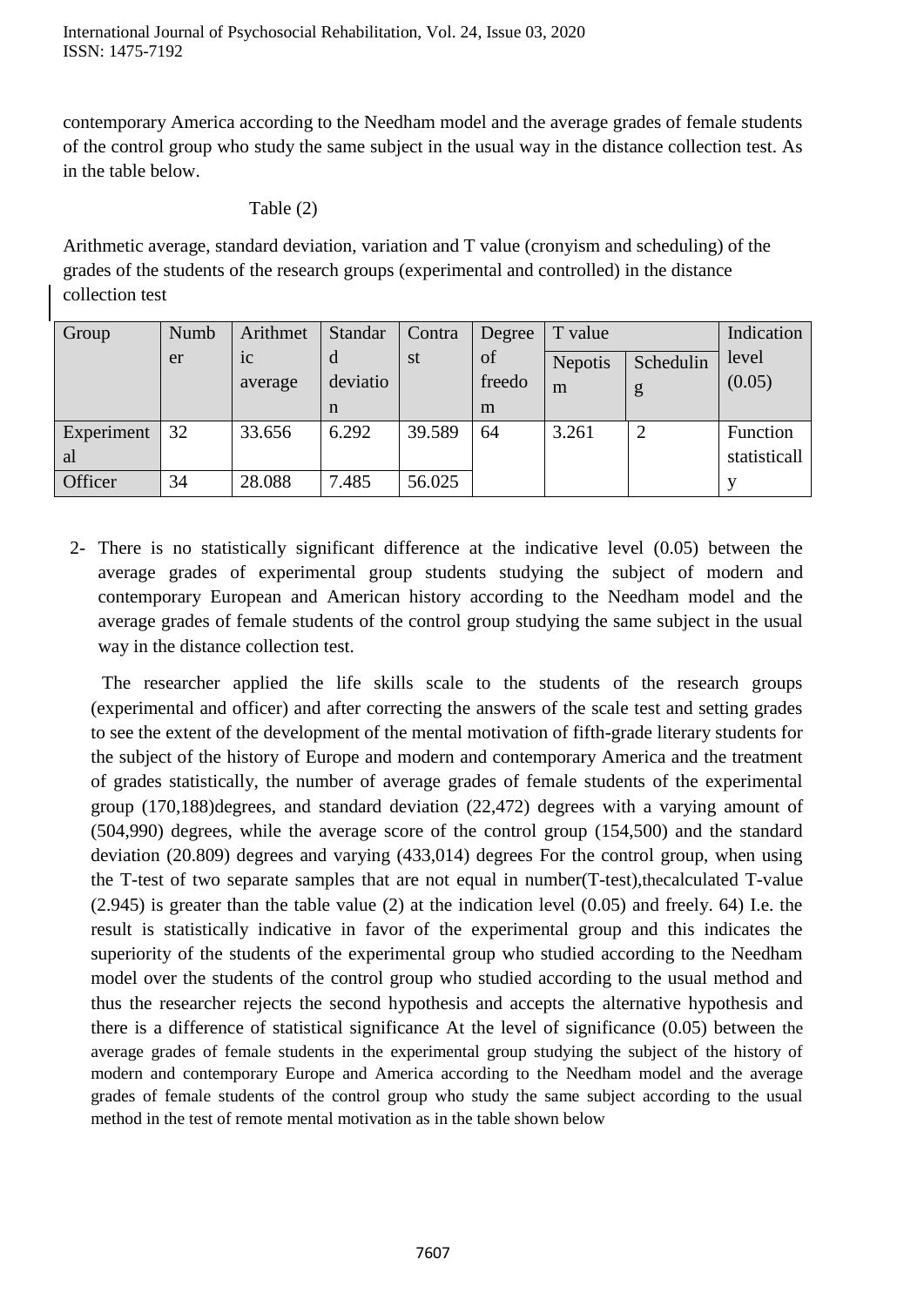contemporary America according to the Needham model and the average grades of female students of the control group who study the same subject in the usual way in the distance collection test. As in the table below.

Table (2)

Arithmetic average, standard deviation, variation and T value (cronyism and scheduling) of the grades of the students of the research groups (experimental and controlled) in the distance collection test

| Group | Number | Arithmetic average | Standard deviation | Contrast | Degree of freedom | T value | | Indication level (0.05) |
|---|---|---|---|---|---|---|---|---|
| | | | | | | Nepotism | Scheduling | |
| Experimental | 32 | 33.656 | 6.292 | 39.589 | 64 | 3.261 | 2 | Function statistically |
| Officer | 34 | 28.088 | 7.485 | 56.025 | | | | |

2- There is no statistically significant difference at the indicative level (0.05) between the average grades of experimental group students studying the subject of modern and contemporary European and American history according to the Needham model and the average grades of female students of the control group studying the same subject in the usual way in the distance collection test.

The researcher applied the life skills scale to the students of the research groups (experimental and officer) and after correcting the answers of the scale test and setting grades to see the extent of the development of the mental motivation of fifth-grade literary students for the subject of the history of Europe and modern and contemporary America and the treatment of grades statistically, the number of average grades of female students of the experimental group (170,188)degrees, and standard deviation (22,472) degrees with a varying amount of (504,990) degrees, while the average score of the control group (154,500) and the standard deviation (20.809) degrees and varying (433,014) degrees For the control group, when using the T-test of two separate samples that are not equal in number(T-test),thecalculated T-value (2.945) is greater than the table value (2) at the indication level (0.05) and freely. 64) I.e. the result is statistically indicative in favor of the experimental group and this indicates the superiority of the students of the experimental group who studied according to the Needham model over the students of the control group who studied according to the usual method and thus the researcher rejects the second hypothesis and accepts the alternative hypothesis and there is a difference of statistical significance At the level of significance (0.05) between the average grades of female students in the experimental group studying the subject of the history of modern and contemporary Europe and America according to the Needham model and the average grades of female students of the control group who study the same subject according to the usual method in the test of remote mental motivation as in the table shown below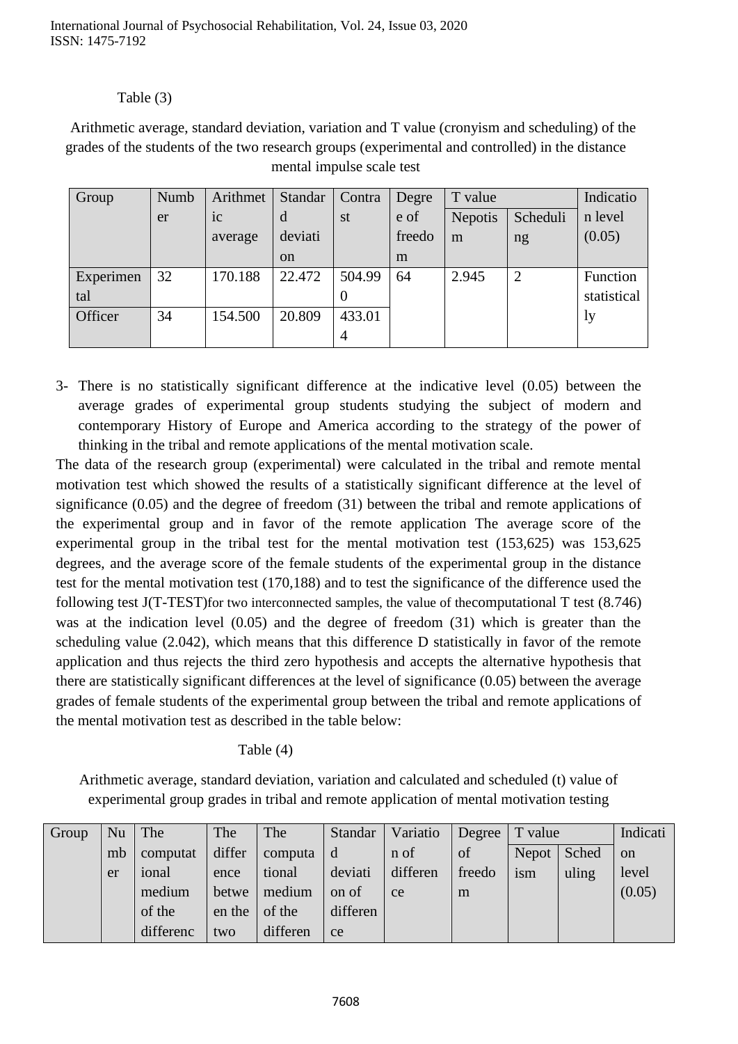Table (3)

Arithmetic average, standard deviation, variation and T value (cronyism and scheduling) of the grades of the students of the two research groups (experimental and controlled) in the distance mental impulse scale test

| Group | Number | Arithmetic average | Standard deviation | Contrast | Degree of freedom | T value | | Indication level (0.05) |
|---|---|---|---|---|---|---|---|---|
| | | | | | | Nepotism | Scheduling | |
| Experimental | 32 | 170.188 | 22.472 | 504.990 | 64 | 2.945 | 2 | Function statistically |
| Officer | 34 | 154.500 | 20.809 | 433.014 | | | | |

3- There is no statistically significant difference at the indicative level (0.05) between the average grades of experimental group students studying the subject of modern and contemporary History of Europe and America according to the strategy of the power of thinking in the tribal and remote applications of the mental motivation scale.

The data of the research group (experimental) were calculated in the tribal and remote mental motivation test which showed the results of a statistically significant difference at the level of significance (0.05) and the degree of freedom (31) between the tribal and remote applications of the experimental group and in favor of the remote application The average score of the experimental group in the tribal test for the mental motivation test (153,625) was 153,625 degrees, and the average score of the female students of the experimental group in the distance test for the mental motivation test (170,188) and to test the significance of the difference used the following test J(T-TEST)for two interconnected samples, the value of thecomputational T test (8.746) was at the indication level (0.05) and the degree of freedom (31) which is greater than the scheduling value (2.042), which means that this difference D statistically in favor of the remote application and thus rejects the third zero hypothesis and accepts the alternative hypothesis that there are statistically significant differences at the level of significance (0.05) between the average grades of female students of the experimental group between the tribal and remote applications of the mental motivation test as described in the table below:

Table (4)

Arithmetic average, standard deviation, variation and calculated and scheduled (t) value of experimental group grades in tribal and remote application of mental motivation testing

| Group | Number | The computational medium of the difference | The difference between the two | The computational medium of the difference | Standard deviation of difference | Variation of difference | Degree of freedom | T value | | Indication level (0.05) |
|---|---|---|---|---|---|---|---|---|---|---|
| | | | | | | | | Nepotism | Scheduling | |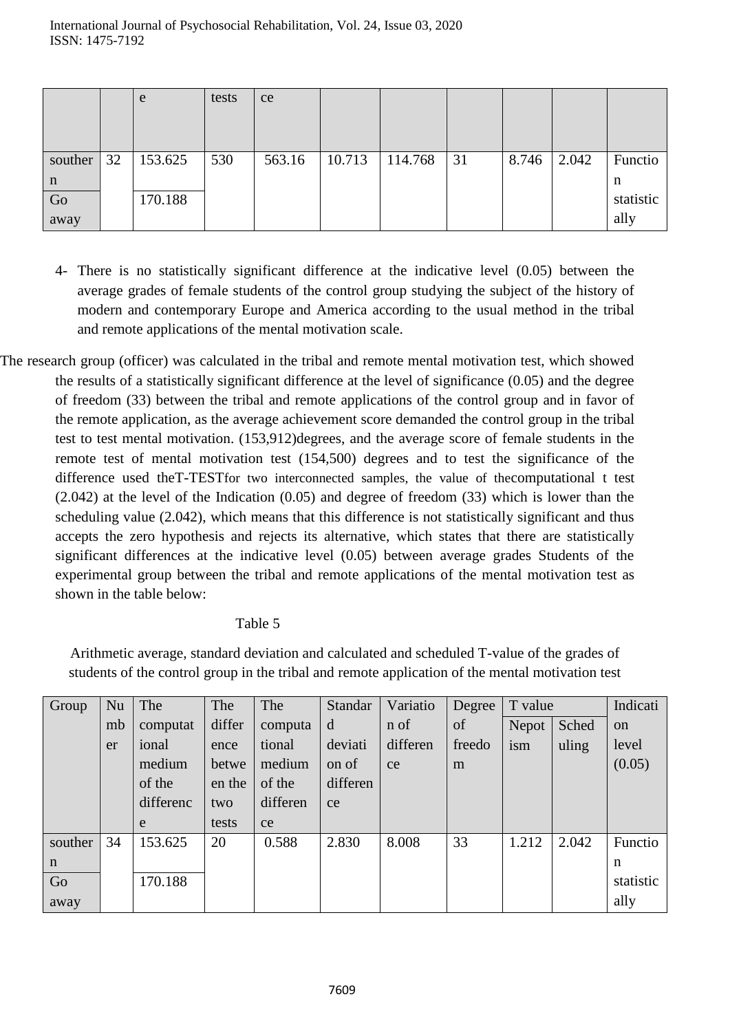| | | e | tests | ce | | | | | | |
|---|---|---|---|---|---|---|---|---|---|---|
| southern<br>Go away | 32 | 153.625<br>170.188 | 530 | 563.16 | 10.713 | 114.768 | 31 | 8.746 | 2.042 | Function statistically |

4- There is no statistically significant difference at the indicative level (0.05) between the average grades of female students of the control group studying the subject of the history of modern and contemporary Europe and America according to the usual method in the tribal and remote applications of the mental motivation scale.

The research group (officer) was calculated in the tribal and remote mental motivation test, which showed the results of a statistically significant difference at the level of significance (0.05) and the degree of freedom (33) between the tribal and remote applications of the control group and in favor of the remote application, as the average achievement score demanded the control group in the tribal test to test mental motivation. (153,912)degrees, and the average score of female students in the remote test of mental motivation test (154,500) degrees and to test the significance of the difference used theT-TESTfor two interconnected samples, the value of thecomputational t test (2.042) at the level of the Indication (0.05) and degree of freedom (33) which is lower than the scheduling value (2.042), which means that this difference is not statistically significant and thus accepts the zero hypothesis and rejects its alternative, which states that there are statistically significant differences at the indicative level (0.05) between average grades Students of the experimental group between the tribal and remote applications of the mental motivation test as shown in the table below:

Table 5

Arithmetic average, standard deviation and calculated and scheduled T-value of the grades of students of the control group in the tribal and remote application of the mental motivation test

| Group | Number | The computational medium of the difference | The difference between the two tests | The computational medium of the difference | Standard deviation of difference | Variation of difference | Degree of freedom | T value | | Indication level (0.05) |
|---|---|---|---|---|---|---|---|---|---|---|
| | | | | | | | | Nepotism | Scheduling | |
| southern<br>Go away | 34 | 153.625<br>170.188 | 20 | 0.588 | 2.830 | 8.008 | 33 | 1.212 | 2.042 | Function statistically |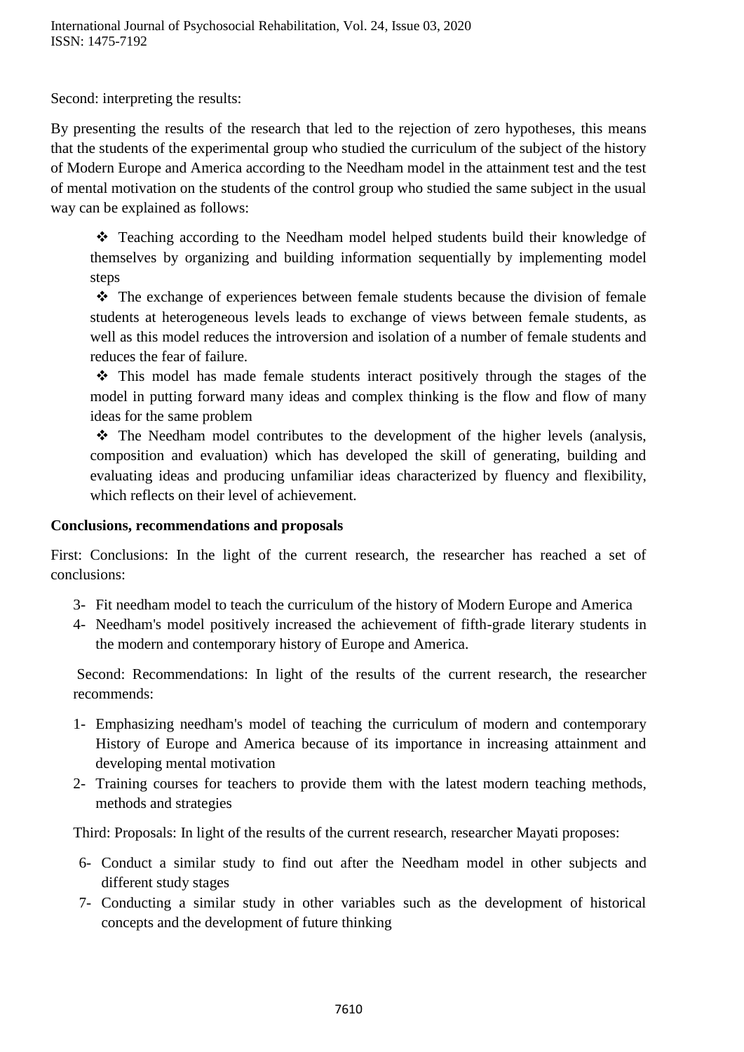Second: interpreting the results:

By presenting the results of the research that led to the rejection of zero hypotheses, this means that the students of the experimental group who studied the curriculum of the subject of the history of Modern Europe and America according to the Needham model in the attainment test and the test of mental motivation on the students of the control group who studied the same subject in the usual way can be explained as follows:

- ❖ Teaching according to the Needham model helped students build their knowledge of themselves by organizing and building information sequentially by implementing model steps
- ❖ The exchange of experiences between female students because the division of female students at heterogeneous levels leads to exchange of views between female students, as well as this model reduces the introversion and isolation of a number of female students and reduces the fear of failure.
- ❖ This model has made female students interact positively through the stages of the model in putting forward many ideas and complex thinking is the flow and flow of many ideas for the same problem
- ❖ The Needham model contributes to the development of the higher levels (analysis, composition and evaluation) which has developed the skill of generating, building and evaluating ideas and producing unfamiliar ideas characterized by fluency and flexibility, which reflects on their level of achievement.

**Conclusions, recommendations and proposals**

First: Conclusions: In the light of the current research, the researcher has reached a set of conclusions:

3- Fit needham model to teach the curriculum of the history of Modern Europe and America

4- Needham's model positively increased the achievement of fifth-grade literary students in the modern and contemporary history of Europe and America.

Second: Recommendations: In light of the results of the current research, the researcher recommends:

1- Emphasizing needham's model of teaching the curriculum of modern and contemporary History of Europe and America because of its importance in increasing attainment and developing mental motivation

2- Training courses for teachers to provide them with the latest modern teaching methods, methods and strategies

Third: Proposals: In light of the results of the current research, researcher Mayati proposes:

6- Conduct a similar study to find out after the Needham model in other subjects and different study stages

7- Conducting a similar study in other variables such as the development of historical concepts and the development of future thinking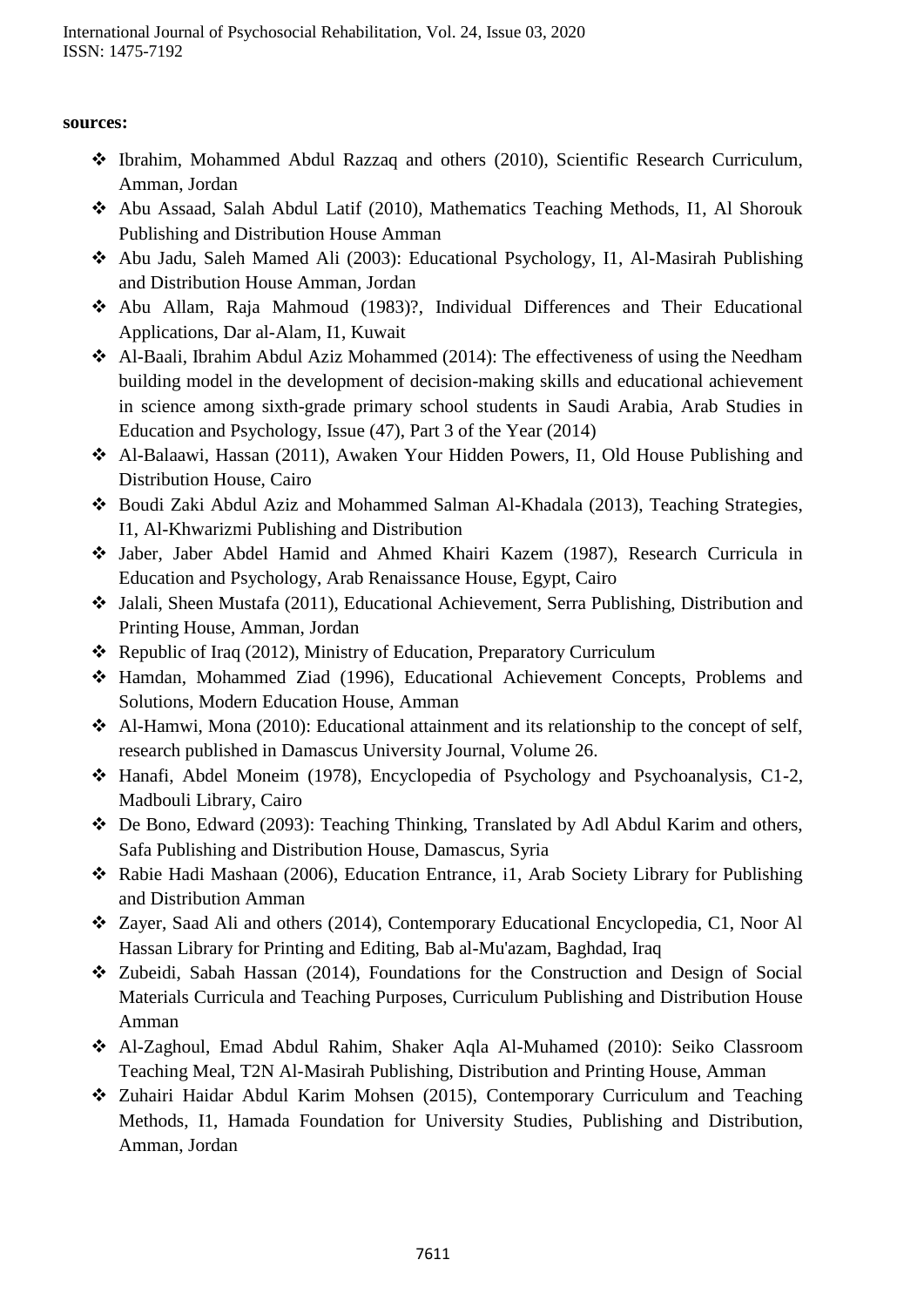**sources:**

- Ibrahim, Mohammed Abdul Razzaq and others (2010), Scientific Research Curriculum, Amman, Jordan
- Abu Assaad, Salah Abdul Latif (2010), Mathematics Teaching Methods, I1, Al Shorouk Publishing and Distribution House Amman
- Abu Jadu, Saleh Mamed Ali (2003): Educational Psychology, I1, Al-Masirah Publishing and Distribution House Amman, Jordan
- Abu Allam, Raja Mahmoud (1983)?, Individual Differences and Their Educational Applications, Dar al-Alam, I1, Kuwait
- Al-Baali, Ibrahim Abdul Aziz Mohammed (2014): The effectiveness of using the Needham building model in the development of decision-making skills and educational achievement in science among sixth-grade primary school students in Saudi Arabia, Arab Studies in Education and Psychology, Issue (47), Part 3 of the Year (2014)
- Al-Balaawi, Hassan (2011), Awaken Your Hidden Powers, I1, Old House Publishing and Distribution House, Cairo
- Boudi Zaki Abdul Aziz and Mohammed Salman Al-Khadala (2013), Teaching Strategies, I1, Al-Khwarizmi Publishing and Distribution
- Jaber, Jaber Abdel Hamid and Ahmed Khairi Kazem (1987), Research Curricula in Education and Psychology, Arab Renaissance House, Egypt, Cairo
- Jalali, Sheen Mustafa (2011), Educational Achievement, Serra Publishing, Distribution and Printing House, Amman, Jordan
- Republic of Iraq (2012), Ministry of Education, Preparatory Curriculum
- Hamdan, Mohammed Ziad (1996), Educational Achievement Concepts, Problems and Solutions, Modern Education House, Amman
- Al-Hamwi, Mona (2010): Educational attainment and its relationship to the concept of self, research published in Damascus University Journal, Volume 26.
- Hanafi, Abdel Moneim (1978), Encyclopedia of Psychology and Psychoanalysis, C1-2, Madbouli Library, Cairo
- De Bono, Edward (2093): Teaching Thinking, Translated by Adl Abdul Karim and others, Safa Publishing and Distribution House, Damascus, Syria
- Rabie Hadi Mashaan (2006), Education Entrance, i1, Arab Society Library for Publishing and Distribution Amman
- Zayer, Saad Ali and others (2014), Contemporary Educational Encyclopedia, C1, Noor Al Hassan Library for Printing and Editing, Bab al-Mu'azam, Baghdad, Iraq
- Zubeidi, Sabah Hassan (2014), Foundations for the Construction and Design of Social Materials Curricula and Teaching Purposes, Curriculum Publishing and Distribution House Amman
- Al-Zaghoul, Emad Abdul Rahim, Shaker Aqla Al-Muhamed (2010): Seiko Classroom Teaching Meal, T2N Al-Masirah Publishing, Distribution and Printing House, Amman
- Zuhairi Haidar Abdul Karim Mohsen (2015), Contemporary Curriculum and Teaching Methods, I1, Hamada Foundation for University Studies, Publishing and Distribution, Amman, Jordan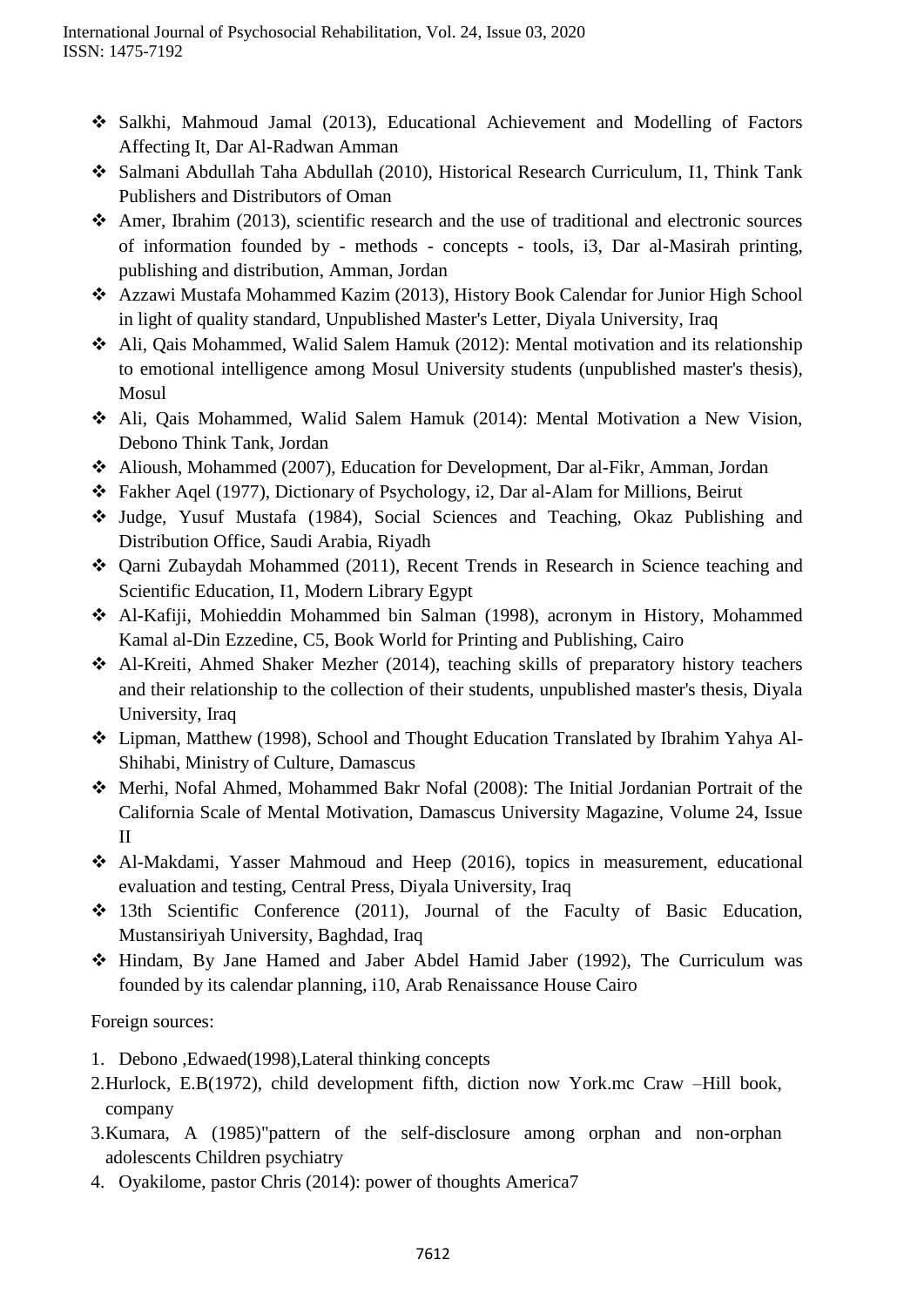- Salkhi, Mahmoud Jamal (2013), Educational Achievement and Modelling of Factors Affecting It, Dar Al-Radwan Amman
- Salmani Abdullah Taha Abdullah (2010), Historical Research Curriculum, I1, Think Tank Publishers and Distributors of Oman
- Amer, Ibrahim (2013), scientific research and the use of traditional and electronic sources of information founded by - methods - concepts - tools, i3, Dar al-Masirah printing, publishing and distribution, Amman, Jordan
- Azzawi Mustafa Mohammed Kazim (2013), History Book Calendar for Junior High School in light of quality standard, Unpublished Master's Letter, Diyala University, Iraq
- Ali, Qais Mohammed, Walid Salem Hamuk (2012): Mental motivation and its relationship to emotional intelligence among Mosul University students (unpublished master's thesis), Mosul
- Ali, Qais Mohammed, Walid Salem Hamuk (2014): Mental Motivation a New Vision, Debono Think Tank, Jordan
- Alioush, Mohammed (2007), Education for Development, Dar al-Fikr, Amman, Jordan
- Fakher Aqel (1977), Dictionary of Psychology, i2, Dar al-Alam for Millions, Beirut
- Judge, Yusuf Mustafa (1984), Social Sciences and Teaching, Okaz Publishing and Distribution Office, Saudi Arabia, Riyadh
- Qarni Zubaydah Mohammed (2011), Recent Trends in Research in Science teaching and Scientific Education, I1, Modern Library Egypt
- Al-Kafiji, Mohieddin Mohammed bin Salman (1998), acronym in History, Mohammed Kamal al-Din Ezzedine, C5, Book World for Printing and Publishing, Cairo
- Al-Kreiti, Ahmed Shaker Mezher (2014), teaching skills of preparatory history teachers and their relationship to the collection of their students, unpublished master's thesis, Diyala University, Iraq
- Lipman, Matthew (1998), School and Thought Education Translated by Ibrahim Yahya Al-Shihabi, Ministry of Culture, Damascus
- Merhi, Nofal Ahmed, Mohammed Bakr Nofal (2008): The Initial Jordanian Portrait of the California Scale of Mental Motivation, Damascus University Magazine, Volume 24, Issue II
- Al-Makdami, Yasser Mahmoud and Heep (2016), topics in measurement, educational evaluation and testing, Central Press, Diyala University, Iraq
- 13th Scientific Conference (2011), Journal of the Faculty of Basic Education, Mustansiriyah University, Baghdad, Iraq
- Hindam, By Jane Hamed and Jaber Abdel Hamid Jaber (1992), The Curriculum was founded by its calendar planning, i10, Arab Renaissance House Cairo

Foreign sources:

1. Debono ,Edwaed(1998),Lateral thinking concepts
2. Hurlock, E.B(1972), child development fifth, diction now York.mc Craw –Hill book, company
3. Kumara, A (1985)"pattern of the self-disclosure among orphan and non-orphan adolescents Children psychiatry
4. Oyakilome, pastor Chris (2014): power of thoughts America7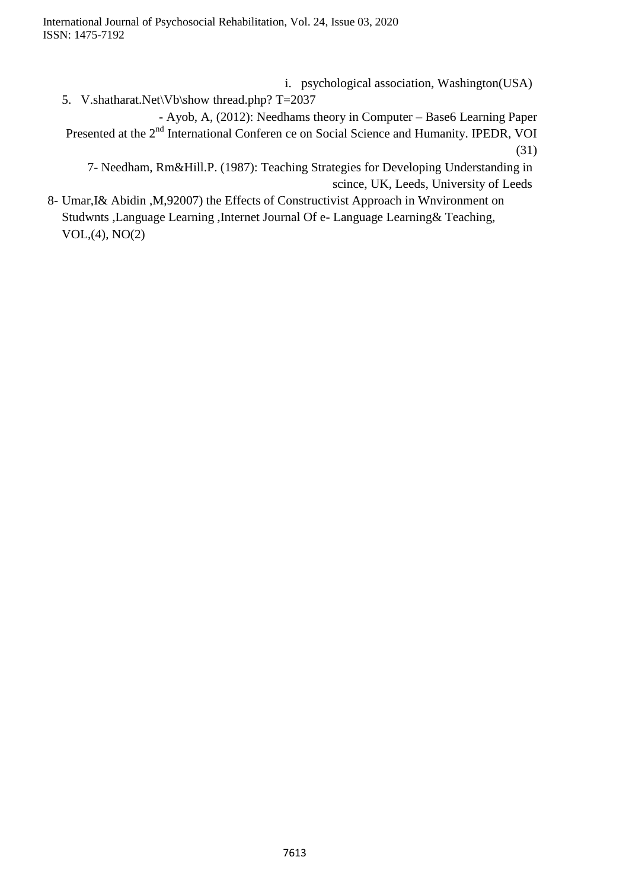i. psychological association, Washington(USA)

5. V.shatharat.Net\Vb\show thread.php? T=2037

- Ayob, A, (2012): Needhams theory in Computer – Base6 Learning Paper Presented at the 2nd International Conferen ce on Social Science and Humanity. IPEDR, VOI (31)

7- Needham, Rm&Hill.P. (1987): Teaching Strategies for Developing Understanding in scince, UK, Leeds, University of Leeds

8- Umar,I& Abidin ,M,92007) the Effects of Constructivist Approach in Wnvironment on Studwnts ,Language Learning ,Internet Journal Of e- Language Learning& Teaching, VOL,(4), NO(2)